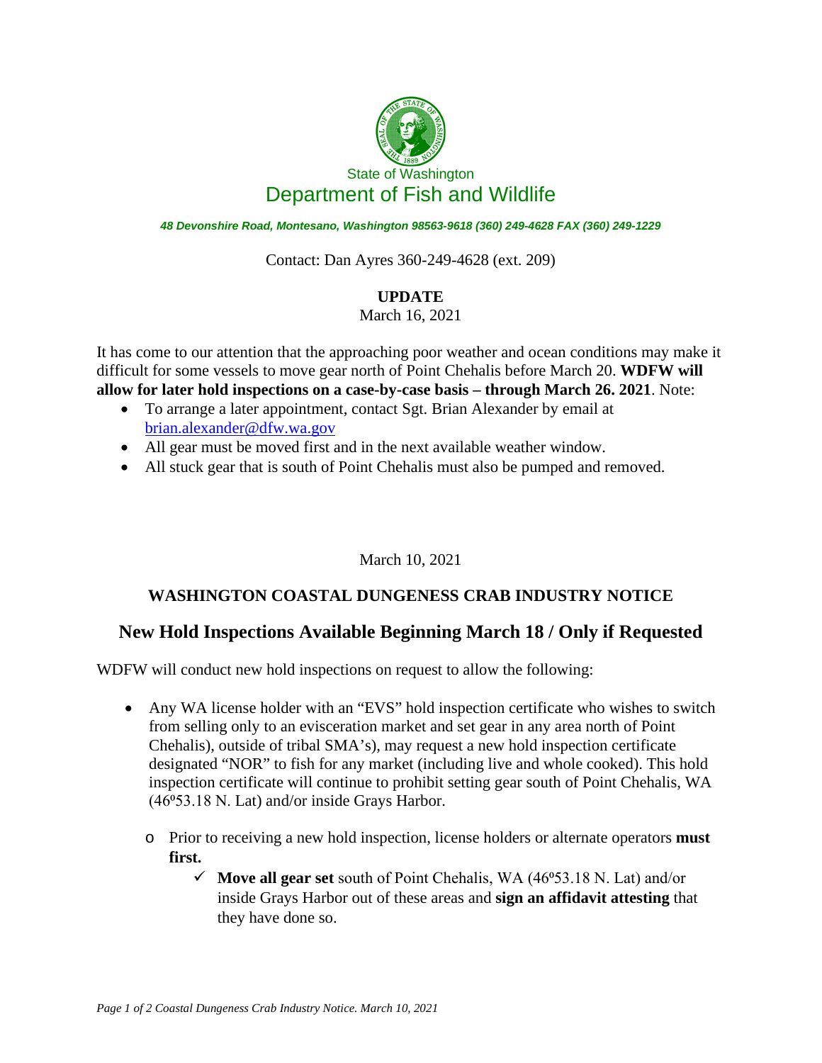State of Washington

# Department of Fish and Wildlife

*48 Devonshire Road, Montesano, Washington 98563-9618 (360) 249-4628 FAX (360) 249-1229*

Contact: Dan Ayres 360-249-4628 (ext. 209)

**UPDATE**

March 16, 2021

It has come to our attention that the approaching poor weather and ocean conditions may make it difficult for some vessels to move gear north of Point Chehalis before March 20. **WDFW will allow for later hold inspections on a case-by-case basis – through March 26. 2021**. Note:

- To arrange a later appointment, contact Sgt. Brian Alexander by email at brian.alexander@dfw.wa.gov
- All gear must be moved first and in the next available weather window.
- All stuck gear that is south of Point Chehalis must also be pumped and removed.

March 10, 2021

## WASHINGTON COASTAL DUNGENESS CRAB INDUSTRY NOTICE

## New Hold Inspections Available Beginning March 18 / Only if Requested

WDFW will conduct new hold inspections on request to allow the following:

- Any WA license holder with an "EVS" hold inspection certificate who wishes to switch from selling only to an evisceration market and set gear in any area north of Point Chehalis), outside of tribal SMA's), may request a new hold inspection certificate designated "NOR" to fish for any market (including live and whole cooked). This hold inspection certificate will continue to prohibit setting gear south of Point Chehalis, WA (46º53.18 N. Lat) and/or inside Grays Harbor.
  - Prior to receiving a new hold inspection, license holders or alternate operators **must first.**
    - ✓ **Move all gear set** south of Point Chehalis, WA (46º53.18 N. Lat) and/or inside Grays Harbor out of these areas and **sign an affidavit attesting** that they have done so.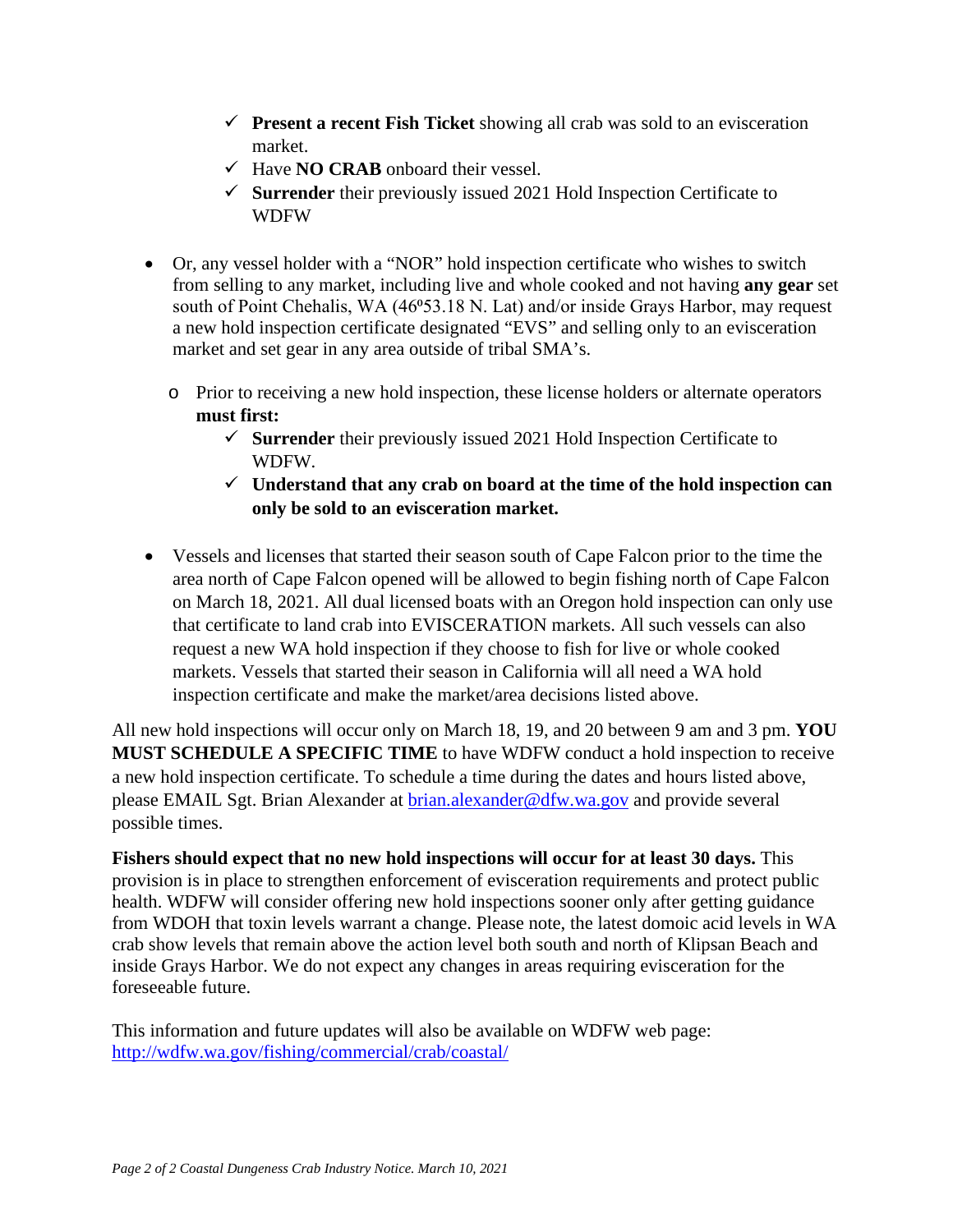- ✓ **Present a recent Fish Ticket** showing all crab was sold to an evisceration market.
    - ✓ Have **NO CRAB** onboard their vessel.
    - ✓ **Surrender** their previously issued 2021 Hold Inspection Certificate to WDFW

- Or, any vessel holder with a "NOR" hold inspection certificate who wishes to switch from selling to any market, including live and whole cooked and not having **any gear** set south of Point Chehalis, WA (46º53.18 N. Lat) and/or inside Grays Harbor, may request a new hold inspection certificate designated "EVS" and selling only to an evisceration market and set gear in any area outside of tribal SMA's.

  - Prior to receiving a new hold inspection, these license holders or alternate operators **must first:**
    - ✓ **Surrender** their previously issued 2021 Hold Inspection Certificate to WDFW.
    - ✓ **Understand that any crab on board at the time of the hold inspection can only be sold to an evisceration market.**

- Vessels and licenses that started their season south of Cape Falcon prior to the time the area north of Cape Falcon opened will be allowed to begin fishing north of Cape Falcon on March 18, 2021. All dual licensed boats with an Oregon hold inspection can only use that certificate to land crab into EVISCERATION markets. All such vessels can also request a new WA hold inspection if they choose to fish for live or whole cooked markets. Vessels that started their season in California will all need a WA hold inspection certificate and make the market/area decisions listed above.

All new hold inspections will occur only on March 18, 19, and 20 between 9 am and 3 pm. **YOU MUST SCHEDULE A SPECIFIC TIME** to have WDFW conduct a hold inspection to receive a new hold inspection certificate. To schedule a time during the dates and hours listed above, please EMAIL Sgt. Brian Alexander at brian.alexander@dfw.wa.gov and provide several possible times.

**Fishers should expect that no new hold inspections will occur for at least 30 days.** This provision is in place to strengthen enforcement of evisceration requirements and protect public health. WDFW will consider offering new hold inspections sooner only after getting guidance from WDOH that toxin levels warrant a change. Please note, the latest domoic acid levels in WA crab show levels that remain above the action level both south and north of Klipsan Beach and inside Grays Harbor. We do not expect any changes in areas requiring evisceration for the foreseeable future.

This information and future updates will also be available on WDFW web page: http://wdfw.wa.gov/fishing/commercial/crab/coastal/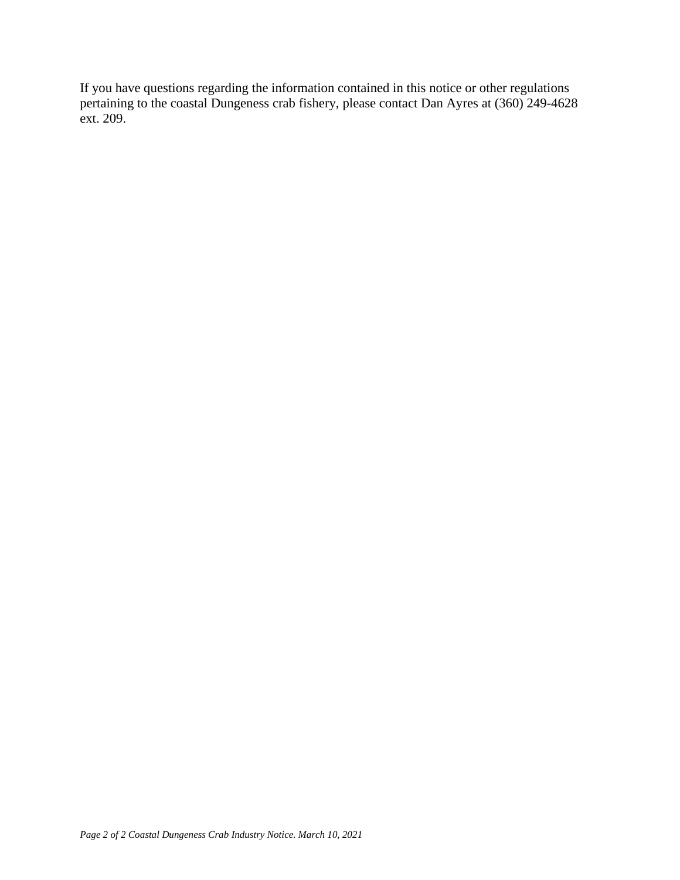If you have questions regarding the information contained in this notice or other regulations pertaining to the coastal Dungeness crab fishery, please contact Dan Ayres at (360) 249-4628 ext. 209.